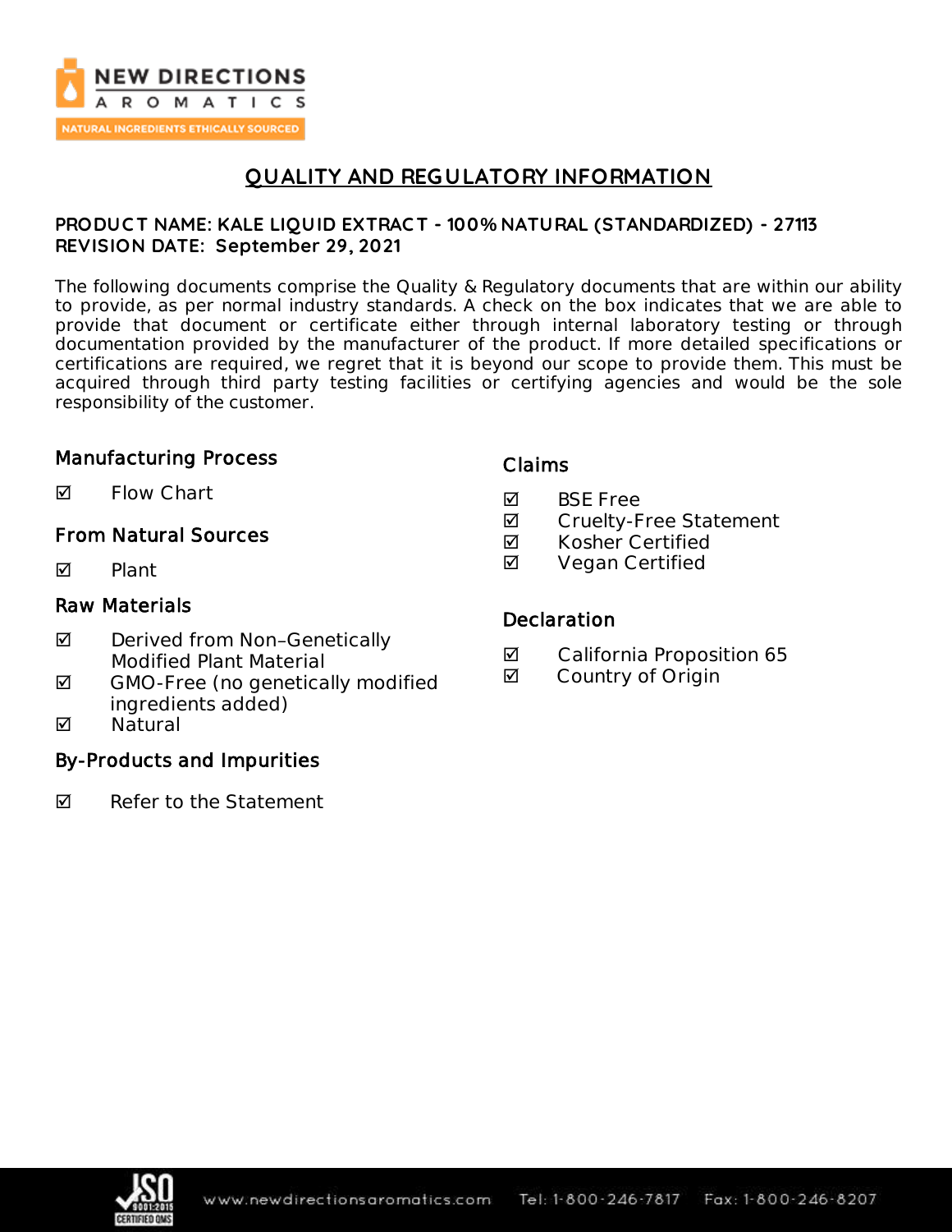# QUALITY AND REGULATORY INFORMATION

**PRODUCT NAME: KALE LIQUID EXTRACT - 100% NATURAL (STANDARDIZED) - 27113**
**REVISION DATE: September 29, 2021**

The following documents comprise the Quality & Regulatory documents that are within our ability to provide, as per normal industry standards. A check on the box indicates that we are able to provide that document or certificate either through internal laboratory testing or through documentation provided by the manufacturer of the product. If more detailed specifications or certifications are required, we regret that it is beyond our scope to provide them. This must be acquired through third party testing facilities or certifying agencies and would be the sole responsibility of the customer.

## Manufacturing Process

☑ Flow Chart

## From Natural Sources

☑ Plant

## Raw Materials

☑ Derived from Non–Genetically Modified Plant Material
☑ GMO-Free (no genetically modified ingredients added)
☑ Natural

## By-Products and Impurities

☑ Refer to the Statement

## Claims

☑ BSE Free
☑ Cruelty-Free Statement
☑ Kosher Certified
☑ Vegan Certified

## Declaration

☑ California Proposition 65
☑ Country of Origin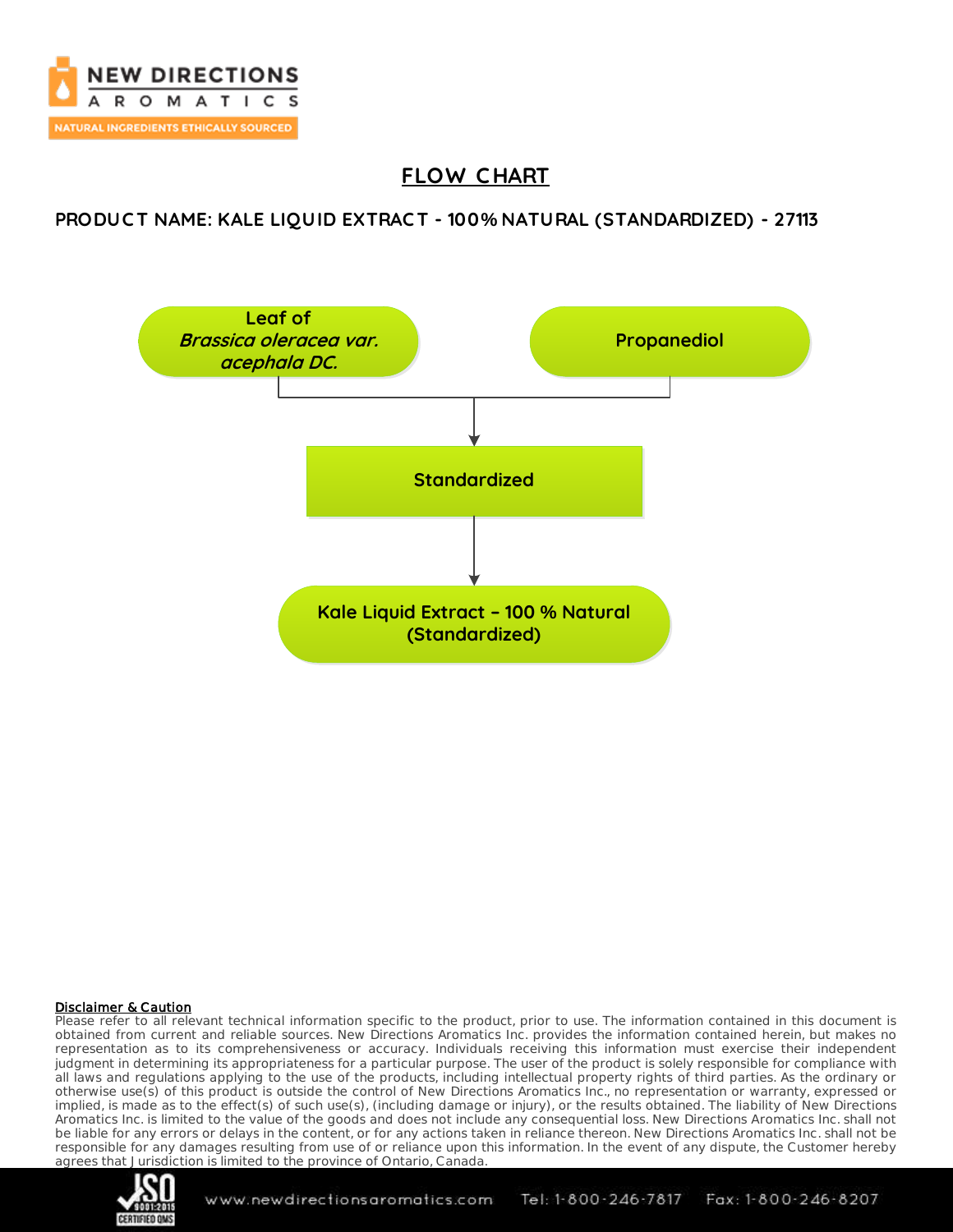# FLOW CHART

**PRODUCT NAME: KALE LIQUID EXTRACT - 100% NATURAL (STANDARDIZED) - 27113**

Leaf of *Brassica oleracea var. acephala DC.*

Propanediol

Standardized

Kale Liquid Extract – 100 % Natural (Standardized)

**Disclaimer & Caution**

Please refer to all relevant technical information specific to the product, prior to use. The information contained in this document is obtained from current and reliable sources. New Directions Aromatics Inc. provides the information contained herein, but makes no representation as to its comprehensiveness or accuracy. Individuals receiving this information must exercise their independent judgment in determining its appropriateness for a particular purpose. The user of the product is solely responsible for compliance with all laws and regulations applying to the use of the products, including intellectual property rights of third parties. As the ordinary or otherwise use(s) of this product is outside the control of New Directions Aromatics Inc., no representation or warranty, expressed or implied, is made as to the effect(s) of such use(s), (including damage or injury), or the results obtained. The liability of New Directions Aromatics Inc. is limited to the value of the goods and does not include any consequential loss. New Directions Aromatics Inc. shall not be liable for any errors or delays in the content, or for any actions taken in reliance thereon. New Directions Aromatics Inc. shall not be responsible for any damages resulting from use of or reliance upon this information. In the event of any dispute, the Customer hereby agrees that Jurisdiction is limited to the province of Ontario, Canada.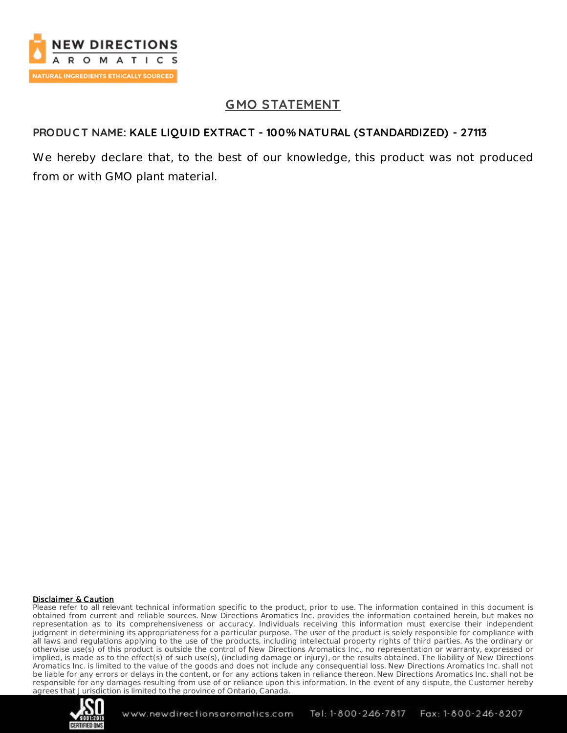# GMO STATEMENT

**PRODUCT NAME: KALE LIQUID EXTRACT - 100% NATURAL (STANDARDIZED) - 27113**

We hereby declare that, to the best of our knowledge, this product was not produced from or with GMO plant material.

**Disclaimer & Caution**

Please refer to all relevant technical information specific to the product, prior to use. The information contained in this document is obtained from current and reliable sources. New Directions Aromatics Inc. provides the information contained herein, but makes no representation as to its comprehensiveness or accuracy. Individuals receiving this information must exercise their independent judgment in determining its appropriateness for a particular purpose. The user of the product is solely responsible for compliance with all laws and regulations applying to the use of the products, including intellectual property rights of third parties. As the ordinary or otherwise use(s) of this product is outside the control of New Directions Aromatics Inc., no representation or warranty, expressed or implied, is made as to the effect(s) of such use(s), (including damage or injury), or the results obtained. The liability of New Directions Aromatics Inc. is limited to the value of the goods and does not include any consequential loss. New Directions Aromatics Inc. shall not be liable for any errors or delays in the content, or for any actions taken in reliance thereon. New Directions Aromatics Inc. shall not be responsible for any damages resulting from use of or reliance upon this information. In the event of any dispute, the Customer hereby agrees that Jurisdiction is limited to the province of Ontario, Canada.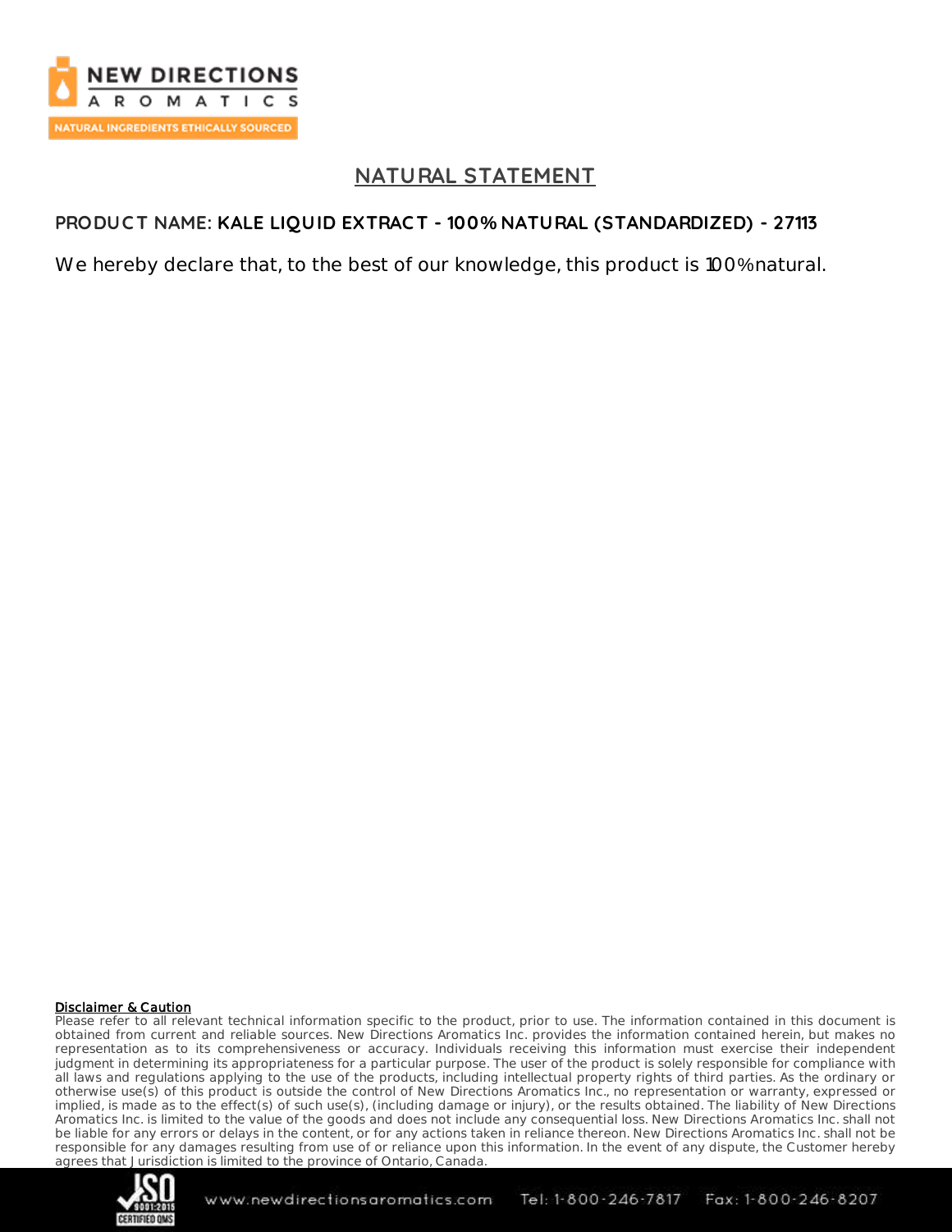## NATURAL STATEMENT

**PRODUCT NAME: KALE LIQUID EXTRACT - 100% NATURAL (STANDARDIZED) - 27113**

We hereby declare that, to the best of our knowledge, this product is 100% natural.

**Disclaimer & Caution**

Please refer to all relevant technical information specific to the product, prior to use. The information contained in this document is obtained from current and reliable sources. New Directions Aromatics Inc. provides the information contained herein, but makes no representation as to its comprehensiveness or accuracy. Individuals receiving this information must exercise their independent judgment in determining its appropriateness for a particular purpose. The user of the product is solely responsible for compliance with all laws and regulations applying to the use of the products, including intellectual property rights of third parties. As the ordinary or otherwise use(s) of this product is outside the control of New Directions Aromatics Inc., no representation or warranty, expressed or implied, is made as to the effect(s) of such use(s), (including damage or injury), or the results obtained. The liability of New Directions Aromatics Inc. is limited to the value of the goods and does not include any consequential loss. New Directions Aromatics Inc. shall not be liable for any errors or delays in the content, or for any actions taken in reliance thereon. New Directions Aromatics Inc. shall not be responsible for any damages resulting from use of or reliance upon this information. In the event of any dispute, the Customer hereby agrees that Jurisdiction is limited to the province of Ontario, Canada.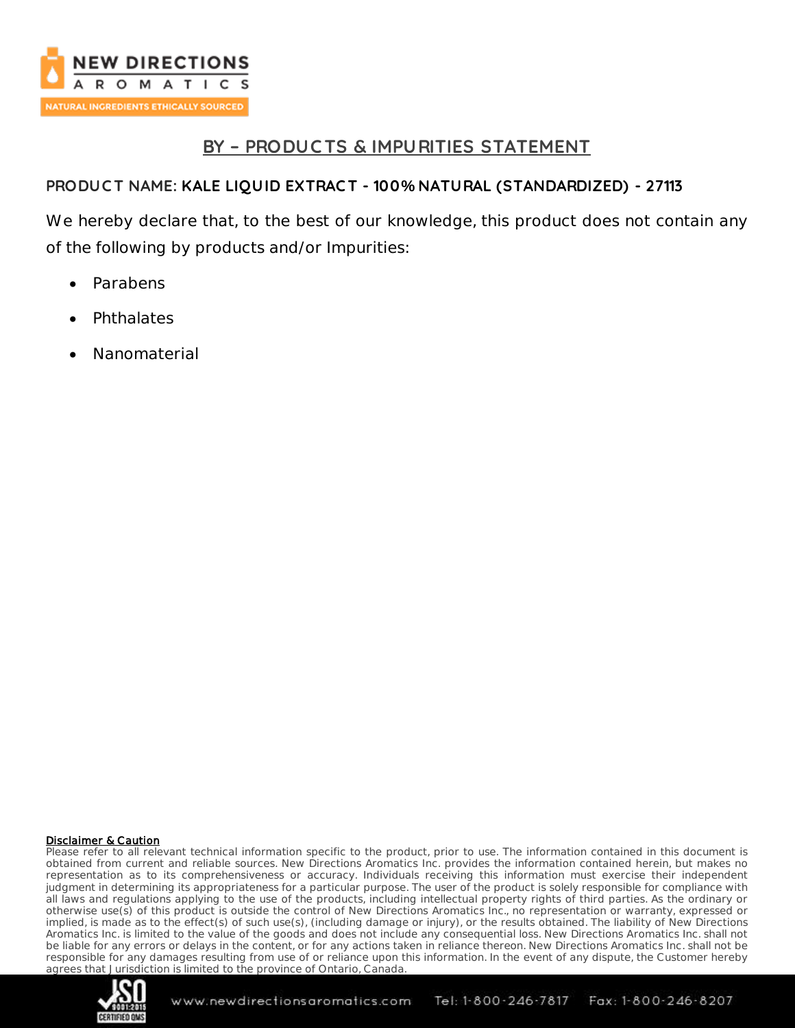## BY – PRODUCTS & IMPURITIES STATEMENT

**PRODUCT NAME: KALE LIQUID EXTRACT - 100% NATURAL (STANDARDIZED) - 27113**

We hereby declare that, to the best of our knowledge, this product does not contain any of the following by products and/or Impurities:

- Parabens
- Phthalates
- Nanomaterial

**Disclaimer & Caution**

Please refer to all relevant technical information specific to the product, prior to use. The information contained in this document is obtained from current and reliable sources. New Directions Aromatics Inc. provides the information contained herein, but makes no representation as to its comprehensiveness or accuracy. Individuals receiving this information must exercise their independent judgment in determining its appropriateness for a particular purpose. The user of the product is solely responsible for compliance with all laws and regulations applying to the use of the products, including intellectual property rights of third parties. As the ordinary or otherwise use(s) of this product is outside the control of New Directions Aromatics Inc., no representation or warranty, expressed or implied, is made as to the effect(s) of such use(s), (including damage or injury), or the results obtained. The liability of New Directions Aromatics Inc. is limited to the value of the goods and does not include any consequential loss. New Directions Aromatics Inc. shall not be liable for any errors or delays in the content, or for any actions taken in reliance thereon. New Directions Aromatics Inc. shall not be responsible for any damages resulting from use of or reliance upon this information. In the event of any dispute, the Customer hereby agrees that Jurisdiction is limited to the province of Ontario, Canada.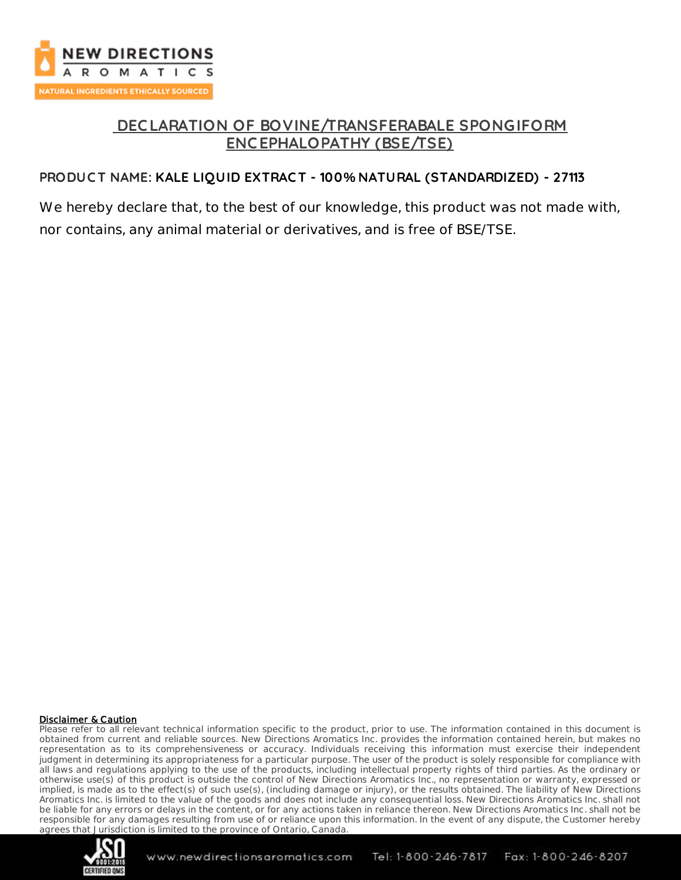# DECLARATION OF BOVINE/TRANSFERABALE SPONGIFORM ENCEPHALOPATHY (BSE/TSE)

**PRODUCT NAME: KALE LIQUID EXTRACT - 100% NATURAL (STANDARDIZED) - 27113**

We hereby declare that, to the best of our knowledge, this product was not made with, nor contains, any animal material or derivatives, and is free of BSE/TSE.

**Disclaimer & Caution**

Please refer to all relevant technical information specific to the product, prior to use. The information contained in this document is obtained from current and reliable sources. New Directions Aromatics Inc. provides the information contained herein, but makes no representation as to its comprehensiveness or accuracy. Individuals receiving this information must exercise their independent judgment in determining its appropriateness for a particular purpose. The user of the product is solely responsible for compliance with all laws and regulations applying to the use of the products, including intellectual property rights of third parties. As the ordinary or otherwise use(s) of this product is outside the control of New Directions Aromatics Inc., no representation or warranty, expressed or implied, is made as to the effect(s) of such use(s), (including damage or injury), or the results obtained. The liability of New Directions Aromatics Inc. is limited to the value of the goods and does not include any consequential loss. New Directions Aromatics Inc. shall not be liable for any errors or delays in the content, or for any actions taken in reliance thereon. New Directions Aromatics Inc. shall not be responsible for any damages resulting from use of or reliance upon this information. In the event of any dispute, the Customer hereby agrees that Jurisdiction is limited to the province of Ontario, Canada.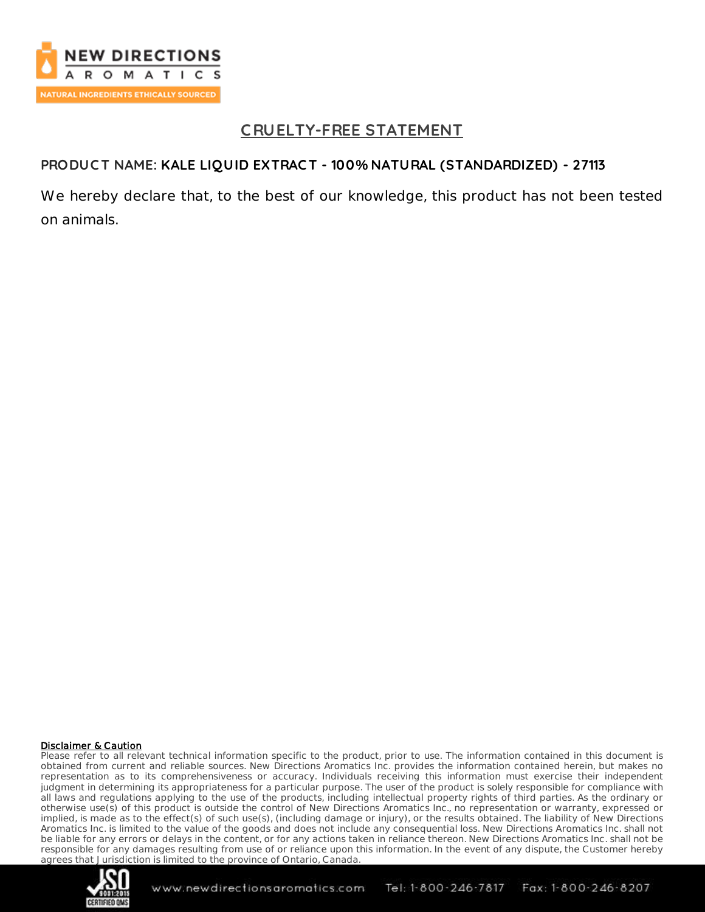## CRUELTY-FREE STATEMENT

**PRODUCT NAME: KALE LIQUID EXTRACT - 100% NATURAL (STANDARDIZED) - 27113**

We hereby declare that, to the best of our knowledge, this product has not been tested on animals.

**Disclaimer & Caution**

Please refer to all relevant technical information specific to the product, prior to use. The information contained in this document is obtained from current and reliable sources. New Directions Aromatics Inc. provides the information contained herein, but makes no representation as to its comprehensiveness or accuracy. Individuals receiving this information must exercise their independent judgment in determining its appropriateness for a particular purpose. The user of the product is solely responsible for compliance with all laws and regulations applying to the use of the products, including intellectual property rights of third parties. As the ordinary or otherwise use(s) of this product is outside the control of New Directions Aromatics Inc., no representation or warranty, expressed or implied, is made as to the effect(s) of such use(s), (including damage or injury), or the results obtained. The liability of New Directions Aromatics Inc. is limited to the value of the goods and does not include any consequential loss. New Directions Aromatics Inc. shall not be liable for any errors or delays in the content, or for any actions taken in reliance thereon. New Directions Aromatics Inc. shall not be responsible for any damages resulting from use of or reliance upon this information. In the event of any dispute, the Customer hereby agrees that Jurisdiction is limited to the province of Ontario, Canada.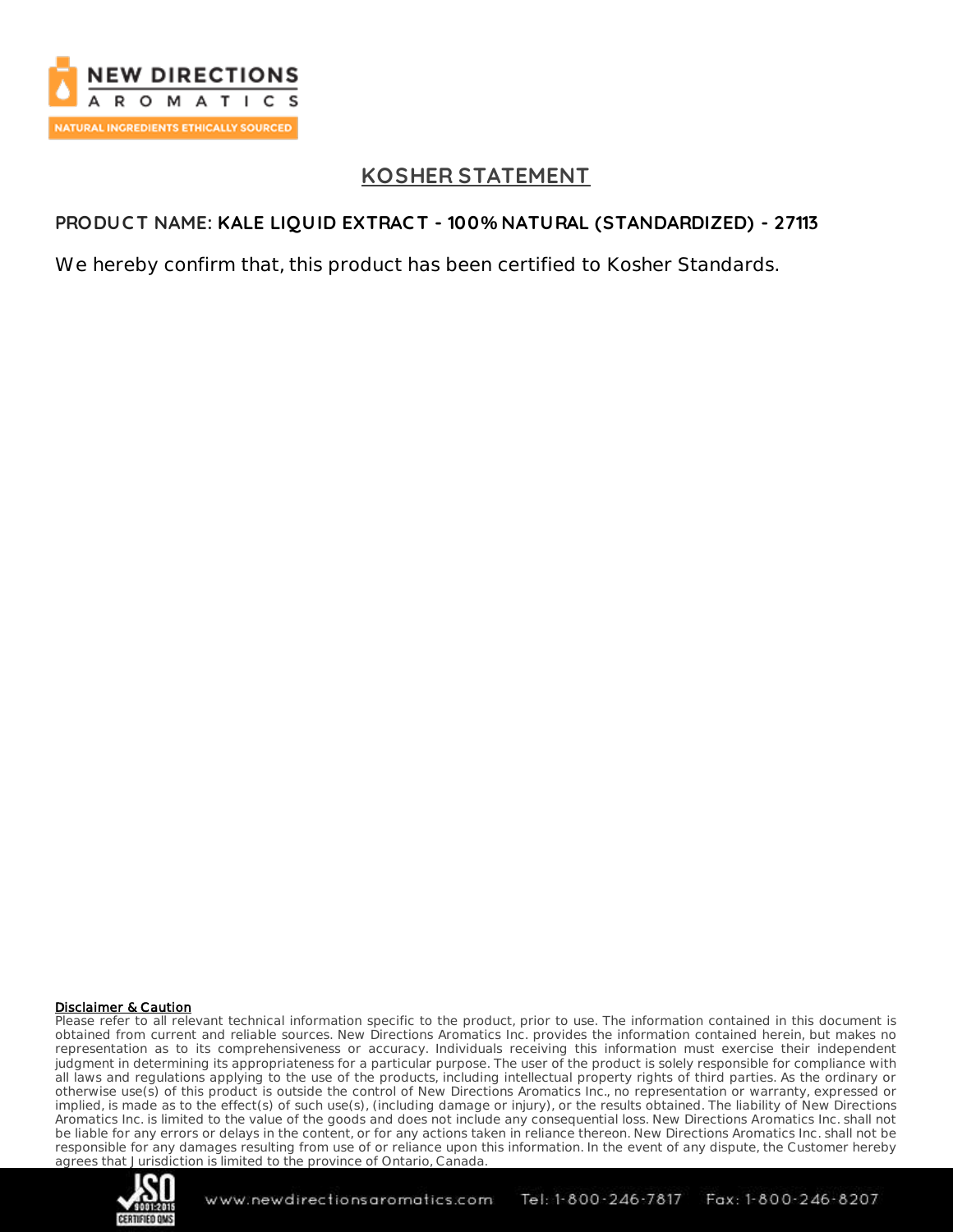# KOSHER STATEMENT

**PRODUCT NAME: KALE LIQUID EXTRACT - 100% NATURAL (STANDARDIZED) - 27113**

We hereby confirm that, this product has been certified to Kosher Standards.

**Disclaimer & Caution**

Please refer to all relevant technical information specific to the product, prior to use. The information contained in this document is obtained from current and reliable sources. New Directions Aromatics Inc. provides the information contained herein, but makes no representation as to its comprehensiveness or accuracy. Individuals receiving this information must exercise their independent judgment in determining its appropriateness for a particular purpose. The user of the product is solely responsible for compliance with all laws and regulations applying to the use of the products, including intellectual property rights of third parties. As the ordinary or otherwise use(s) of this product is outside the control of New Directions Aromatics Inc., no representation or warranty, expressed or implied, is made as to the effect(s) of such use(s), (including damage or injury), or the results obtained. The liability of New Directions Aromatics Inc. is limited to the value of the goods and does not include any consequential loss. New Directions Aromatics Inc. shall not be liable for any errors or delays in the content, or for any actions taken in reliance thereon. New Directions Aromatics Inc. shall not be responsible for any damages resulting from use of or reliance upon this information. In the event of any dispute, the Customer hereby agrees that Jurisdiction is limited to the province of Ontario, Canada.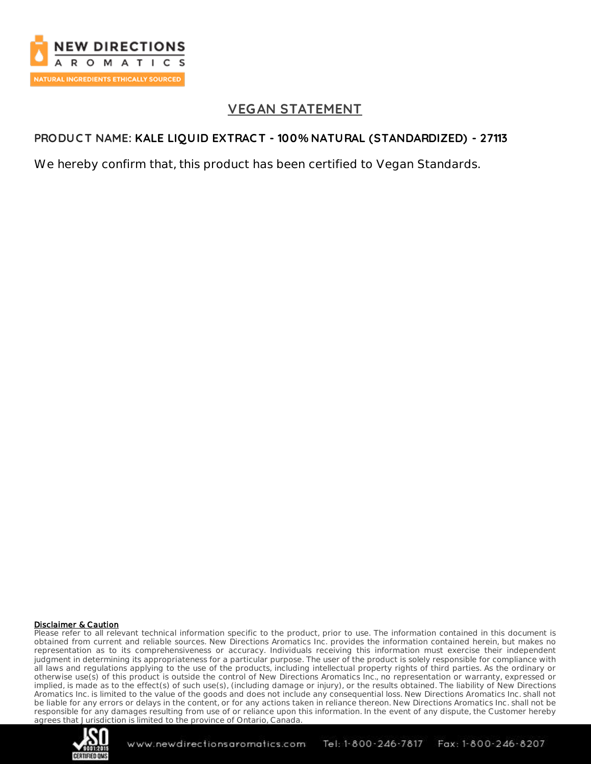## VEGAN STATEMENT

**PRODUCT NAME: KALE LIQUID EXTRACT - 100% NATURAL (STANDARDIZED) - 27113**

We hereby confirm that, this product has been certified to Vegan Standards.

**Disclaimer & Caution**

Please refer to all relevant technical information specific to the product, prior to use. The information contained in this document is obtained from current and reliable sources. New Directions Aromatics Inc. provides the information contained herein, but makes no representation as to its comprehensiveness or accuracy. Individuals receiving this information must exercise their independent judgment in determining its appropriateness for a particular purpose. The user of the product is solely responsible for compliance with all laws and regulations applying to the use of the products, including intellectual property rights of third parties. As the ordinary or otherwise use(s) of this product is outside the control of New Directions Aromatics Inc., no representation or warranty, expressed or implied, is made as to the effect(s) of such use(s), (including damage or injury), or the results obtained. The liability of New Directions Aromatics Inc. is limited to the value of the goods and does not include any consequential loss. New Directions Aromatics Inc. shall not be liable for any errors or delays in the content, or for any actions taken in reliance thereon. New Directions Aromatics Inc. shall not be responsible for any damages resulting from use of or reliance upon this information. In the event of any dispute, the Customer hereby agrees that Jurisdiction is limited to the province of Ontario, Canada.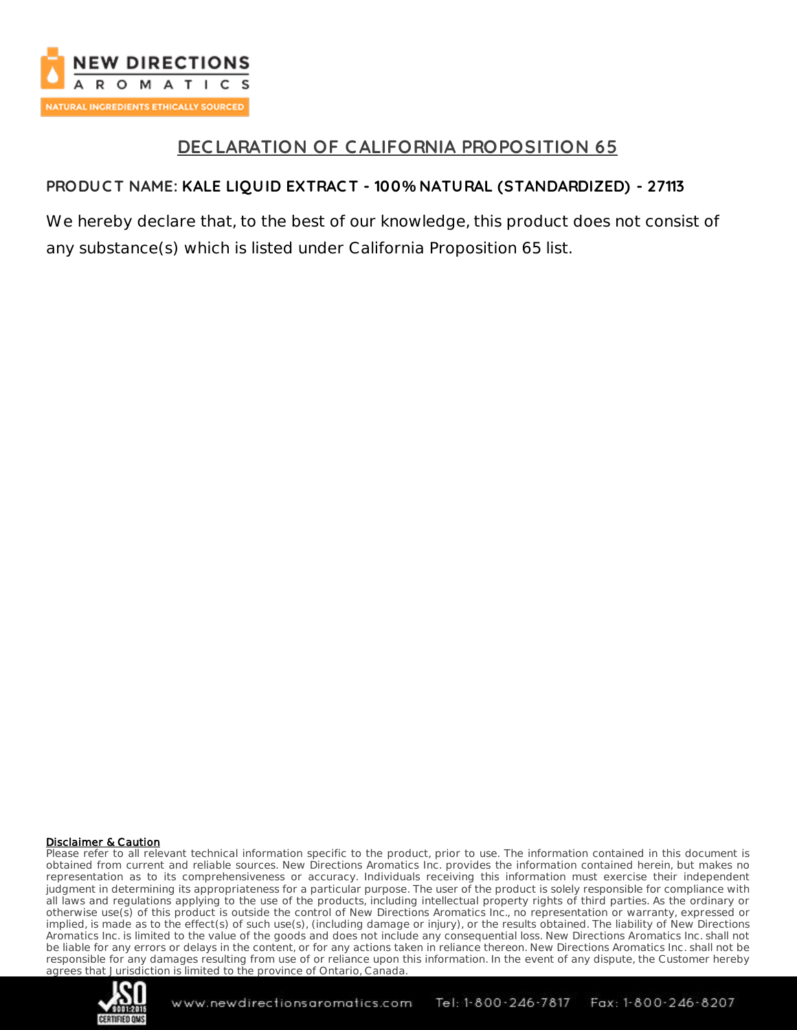# DECLARATION OF CALIFORNIA PROPOSITION 65

**PRODUCT NAME: KALE LIQUID EXTRACT - 100% NATURAL (STANDARDIZED) - 27113**

We hereby declare that, to the best of our knowledge, this product does not consist of any substance(s) which is listed under California Proposition 65 list.

**Disclaimer & Caution**

Please refer to all relevant technical information specific to the product, prior to use. The information contained in this document is obtained from current and reliable sources. New Directions Aromatics Inc. provides the information contained herein, but makes no representation as to its comprehensiveness or accuracy. Individuals receiving this information must exercise their independent judgment in determining its appropriateness for a particular purpose. The user of the product is solely responsible for compliance with all laws and regulations applying to the use of the products, including intellectual property rights of third parties. As the ordinary or otherwise use(s) of this product is outside the control of New Directions Aromatics Inc., no representation or warranty, expressed or implied, is made as to the effect(s) of such use(s), (including damage or injury), or the results obtained. The liability of New Directions Aromatics Inc. is limited to the value of the goods and does not include any consequential loss. New Directions Aromatics Inc. shall not be liable for any errors or delays in the content, or for any actions taken in reliance thereon. New Directions Aromatics Inc. shall not be responsible for any damages resulting from use of or reliance upon this information. In the event of any dispute, the Customer hereby agrees that Jurisdiction is limited to the province of Ontario, Canada.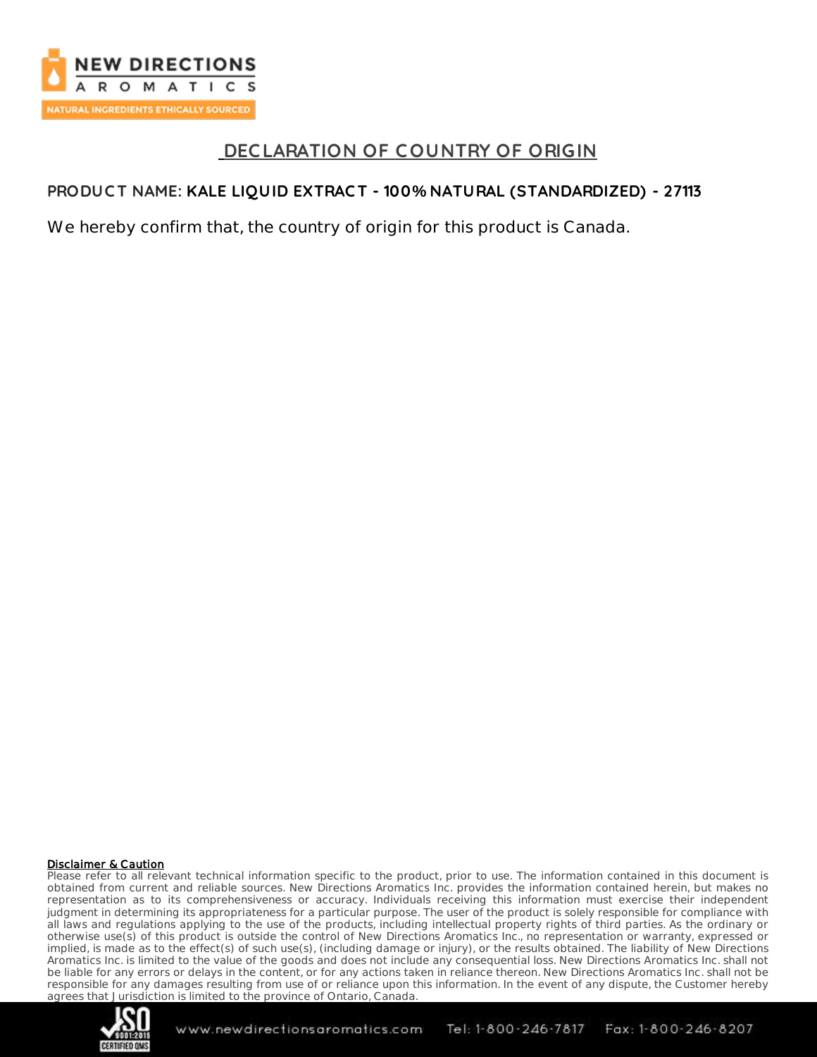NEW DIRECTIONS
AROMATICS
NATURAL INGREDIENTS ETHICALLY SOURCED

# DECLARATION OF COUNTRY OF ORIGIN

**PRODUCT NAME: KALE LIQUID EXTRACT - 100% NATURAL (STANDARDIZED) - 27113**

We hereby confirm that, the country of origin for this product is Canada.

**Disclaimer & Caution**

Please refer to all relevant technical information specific to the product, prior to use. The information contained in this document is obtained from current and reliable sources. New Directions Aromatics Inc. provides the information contained herein, but makes no representation as to its comprehensiveness or accuracy. Individuals receiving this information must exercise their independent judgment in determining its appropriateness for a particular purpose. The user of the product is solely responsible for compliance with all laws and regulations applying to the use of the products, including intellectual property rights of third parties. As the ordinary or otherwise use(s) of this product is outside the control of New Directions Aromatics Inc., no representation or warranty, expressed or implied, is made as to the effect(s) of such use(s), (including damage or injury), or the results obtained. The liability of New Directions Aromatics Inc. is limited to the value of the goods and does not include any consequential loss. New Directions Aromatics Inc. shall not be liable for any errors or delays in the content, or for any actions taken in reliance thereon. New Directions Aromatics Inc. shall not be responsible for any damages resulting from use of or reliance upon this information. In the event of any dispute, the Customer hereby agrees that Jurisdiction is limited to the province of Ontario, Canada.

ISO 9001:2015 CERTIFIED QMS

www.newdirectionsaromatics.com Tel: 1-800-246-7817 Fax: 1-800-246-8207